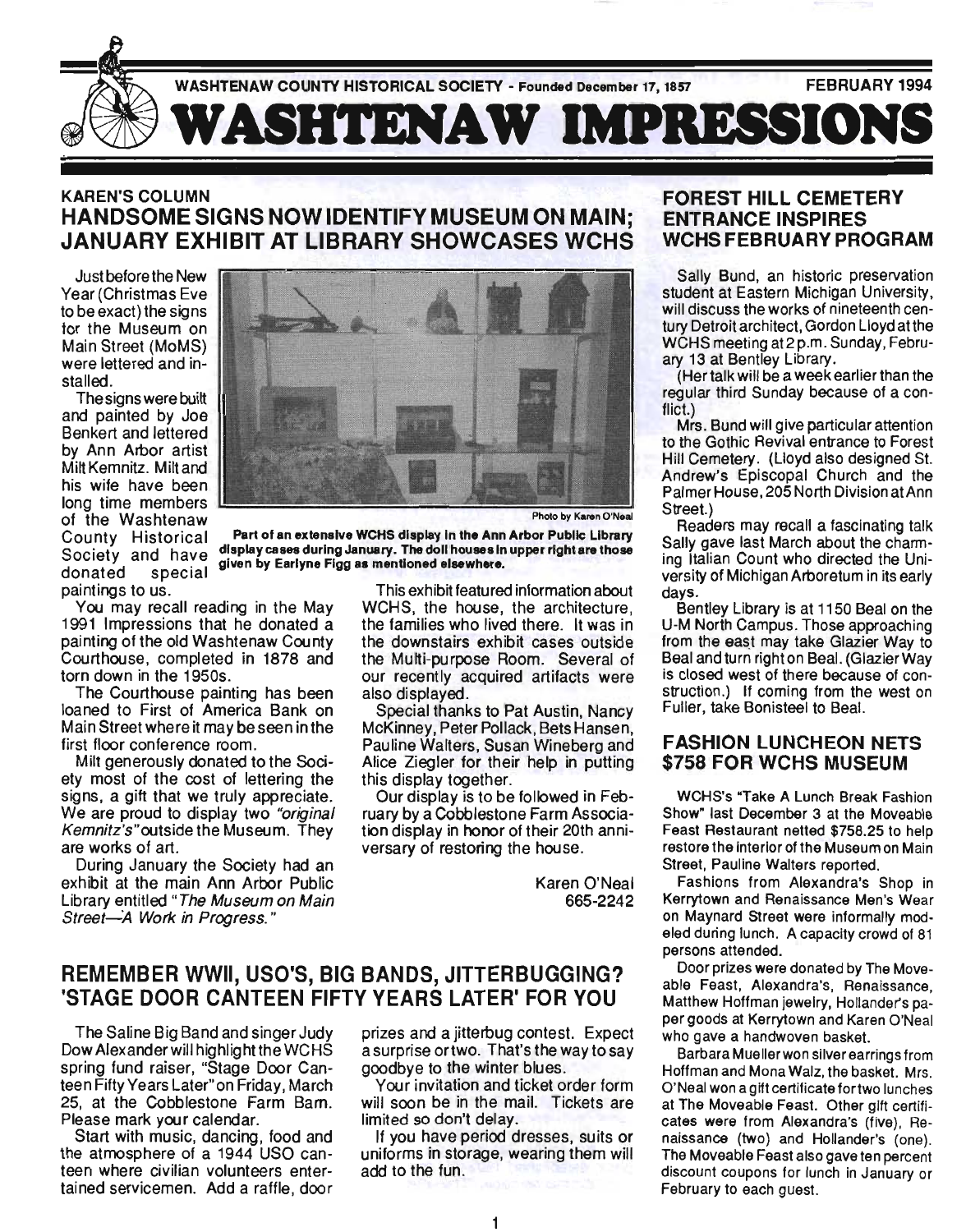WASHTENAW COUNTY HISTORICAL SOCIETY - Founded December 17, 1857 — FEBRUARY 1994

# WASHTENAW IMPRESSIONS

## KAREN'S COLUMN
## HANDSOME SIGNS NOW IDENTIFY MUSEUM ON MAIN; JANUARY EXHIBIT AT LIBRARY SHOWCASES WCHS

Just before the New Year (Christmas Eve to be exact) the signs for the Museum on Main Street (MoMS) were lettered and installed.

The signs were built and painted by Joe Benkert and lettered by Ann Arbor artist Milt Kemnitz. Milt and his wife have been long time members of the Washtenaw County Historical Society and have donated special paintings to us.

Photo by Karen O'Neal

**Part of an extensive WCHS display in the Ann Arbor Public Library display cases during January. The doll houses in upper right are those given by Earlyne Figg as mentioned elsewhere.**

You may recall reading in the May 1991 Impressions that he donated a painting of the old Washtenaw County Courthouse, completed in 1878 and torn down in the 1950s.

The Courthouse painting has been loaned to First of America Bank on Main Street where it may be seen in the first floor conference room.

Milt generously donated to the Society most of the cost of lettering the signs, a gift that we truly appreciate. We are proud to display two *"original Kemnitz's"* outside the Museum. They are works of art.

During January the Society had an exhibit at the main Ann Arbor Public Library entitled *"The Museum on Main Street—A Work in Progress."*

This exhibit featured information about WCHS, the house, the architecture, the families who lived there. It was in the downstairs exhibit cases outside the Multi-purpose Room. Several of our recently acquired artifacts were also displayed.

Special thanks to Pat Austin, Nancy McKinney, Peter Pollack, Bets Hansen, Pauline Walters, Susan Wineberg and Alice Ziegler for their help in putting this display together.

Our display is to be followed in February by a Cobblestone Farm Association display in honor of their 20th anniversary of restoring the house.

Karen O'Neal
665-2242

## REMEMBER WWII, USO'S, BIG BANDS, JITTERBUGGING? 'STAGE DOOR CANTEEN FIFTY YEARS LATER' FOR YOU

The Saline Big Band and singer Judy Dow Alexander will highlight the WCHS spring fund raiser, "Stage Door Canteen Fifty Years Later" on Friday, March 25, at the Cobblestone Farm Barn. Please mark your calendar.

Start with music, dancing, food and the atmosphere of a 1944 USO canteen where civilian volunteers entertained servicemen. Add a raffle, door prizes and a jitterbug contest. Expect a surprise or two. That's the way to say goodbye to the winter blues.

Your invitation and ticket order form will soon be in the mail. Tickets are limited so don't delay.

If you have period dresses, suits or uniforms in storage, wearing them will add to the fun.

## FOREST HILL CEMETERY ENTRANCE INSPIRES WCHS FEBRUARY PROGRAM

Sally Bund, an historic preservation student at Eastern Michigan University, will discuss the works of nineteenth century Detroit architect, Gordon Lloyd at the WCHS meeting at 2 p.m. Sunday, February 13 at Bentley Library.

(Her talk will be a week earlier than the regular third Sunday because of a conflict.)

Mrs. Bund will give particular attention to the Gothic Revival entrance to Forest Hill Cemetery. (Lloyd also designed St. Andrew's Episcopal Church and the Palmer House, 205 North Division at Ann Street.)

Readers may recall a fascinating talk Sally gave last March about the charming Italian Count who directed the University of Michigan Arboretum in its early days.

Bentley Library is at 1150 Beal on the U-M North Campus. Those approaching from the east may take Glazier Way to Beal and turn right on Beal. (Glazier Way is closed west of there because of construction.) If coming from the west on Fuller, take Bonisteel to Beal.

## FASHION LUNCHEON NETS $758 FOR WCHS MUSEUM

WCHS's "Take A Lunch Break Fashion Show" last December 3 at the Moveable Feast Restaurant netted $758.25 to help restore the interior of the Museum on Main Street, Pauline Walters reported.

Fashions from Alexandra's Shop in Kerrytown and Renaissance Men's Wear on Maynard Street were informally modeled during lunch. A capacity crowd of 81 persons attended.

Door prizes were donated by The Moveable Feast, Alexandra's, Renaissance, Matthew Hoffman jewelry, Hollander's paper goods at Kerrytown and Karen O'Neal who gave a handwoven basket.

Barbara Mueller won silver earrings from Hoffman and Mona Walz, the basket. Mrs. O'Neal won a gift certificate for two lunches at The Moveable Feast. Other gift certificates were from Alexandra's (five), Renaissance (two) and Hollander's (one). The Moveable Feast also gave ten percent discount coupons for lunch in January or February to each guest.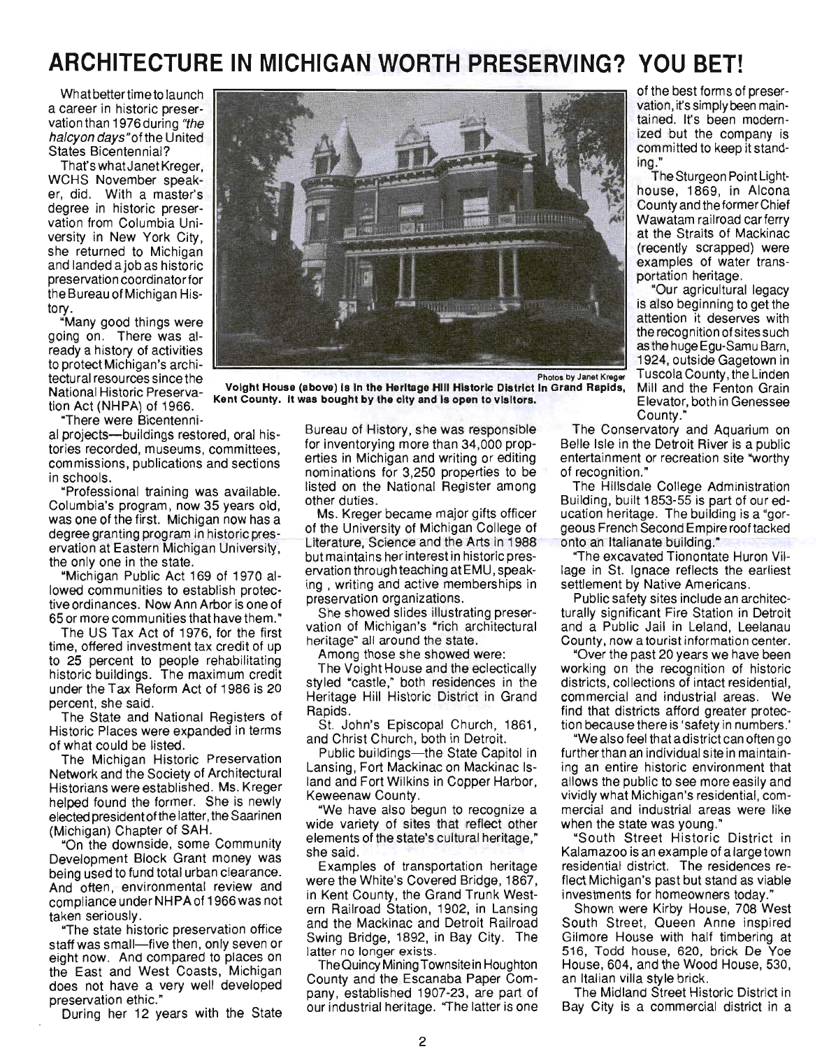# ARCHITECTURE IN MICHIGAN WORTH PRESERVING? YOU BET!

What better time to launch a career in historic preservation than 1976 during *"the halcyon days"* of the United States Bicentennial?

That's what Janet Kreger, WCHS November speaker, did. With a master's degree in historic preservation from Columbia University in New York City, she returned to Michigan and landed a job as historic preservation coordinator for the Bureau of Michigan History.

"Many good things were going on. There was already a history of activities to protect Michigan's architectural resources since the National Historic Preservation Act (NHPA) of 1966.

"There were Bicentennial projects—buildings restored, oral histories recorded, museums, committees, commissions, publications and sections in schools.

"Professional training was available. Columbia's program, now 35 years old, was one of the first. Michigan now has a degree granting program in historic preservation at Eastern Michigan University, the only one in the state.

"Michigan Public Act 169 of 1970 allowed communities to establish protective ordinances. Now Ann Arbor is one of 65 or more communities that have them."

The US Tax Act of 1976, for the first time, offered investment tax credit of up to 25 percent to people rehabilitating historic buildings. The maximum credit under the Tax Reform Act of 1986 is 20 percent, she said.

The State and National Registers of Historic Places were expanded in terms of what could be listed.

The Michigan Historic Preservation Network and the Society of Architectural Historians were established. Ms. Kreger helped found the former. She is newly elected president of the latter, the Saarinen (Michigan) Chapter of SAH.

"On the downside, some Community Development Block Grant money was being used to fund total urban clearance. And often, environmental review and compliance under NHPA of 1966 was not taken seriously.

"The state historic preservation office staff was small—five then, only seven or eight now. And compared to places on the East and West Coasts, Michigan does not have a very well developed preservation ethic."

During her 12 years with the State Bureau of History, she was responsible for inventorying more than 34,000 properties in Michigan and writing or editing nominations for 3,250 properties to be listed on the National Register among other duties.

Ms. Kreger became major gifts officer of the University of Michigan College of Literature, Science and the Arts in 1988 but maintains her interest in historic preservation through teaching at EMU, speaking, writing and active memberships in preservation organizations.

She showed slides illustrating preservation of Michigan's "rich architectural heritage" all around the state.

Among those she showed were:

The Voight House and the eclectically styled "castle," both residences in the Heritage Hill Historic District in Grand Rapids.

St. John's Episcopal Church, 1861, and Christ Church, both in Detroit.

Public buildings—the State Capitol in Lansing, Fort Mackinac on Mackinac Island and Fort Wilkins in Copper Harbor, Keweenaw County.

"We have also begun to recognize a wide variety of sites that reflect other elements of the state's cultural heritage," she said.

Examples of transportation heritage were the White's Covered Bridge, 1867, in Kent County, the Grand Trunk Western Railroad Station, 1902, in Lansing and the Mackinac and Detroit Railroad Swing Bridge, 1892, in Bay City. The latter no longer exists.

The Quincy Mining Townsite in Houghton County and the Escanaba Paper Company, established 1907-23, are part of our industrial heritage. "The latter is one of the best forms of preservation, it's simply been maintained. It's been modernized but the company is committed to keep it standing."

The Sturgeon Point Lighthouse, 1869, in Alcona County and the former Chief Wawatam railroad car ferry at the Straits of Mackinac (recently scrapped) were examples of water transportation heritage.

"Our agricultural legacy is also beginning to get the attention it deserves with the recognition of sites such as the huge Egu-Samu Barn, 1924, outside Gagetown in Tuscola County, the Linden Mill and the Fenton Grain Elevator, both in Genessee County."

Photos by Janet Kreger

**Voight House (above) is in the Heritage Hill Historic District in Grand Rapids, Kent County. It was bought by the city and is open to visitors.**

The Conservatory and Aquarium on Belle Isle in the Detroit River is a public entertainment or recreation site "worthy of recognition."

The Hillsdale College Administration Building, built 1853-55 is part of our education heritage. The building is a "gorgeous French Second Empire roof tacked onto an Italianate building."

"The excavated Tionontate Huron Village in St. Ignace reflects the earliest settlement by Native Americans.

Public safety sites include an architecturally significant Fire Station in Detroit and a Public Jail in Leland, Leelanau County, now a tourist information center.

"Over the past 20 years we have been working on the recognition of historic districts, collections of intact residential, commercial and industrial areas. We find that districts afford greater protection because there is 'safety in numbers.'

"We also feel that a district can often go further than an individual site in maintaining an entire historic environment that allows the public to see more easily and vividly what Michigan's residential, commercial and industrial areas were like when the state was young."

"South Street Historic District in Kalamazoo is an example of a large town residential district. The residences reflect Michigan's past but stand as viable investments for homeowners today."

Shown were Kirby House, 708 West South Street, Queen Anne inspired Gilmore House with half timbering at 516, Todd house, 620, brick De Yoe House, 604, and the Wood House, 530, an Italian villa style brick.

The Midland Street Historic District in Bay City is a commercial district in a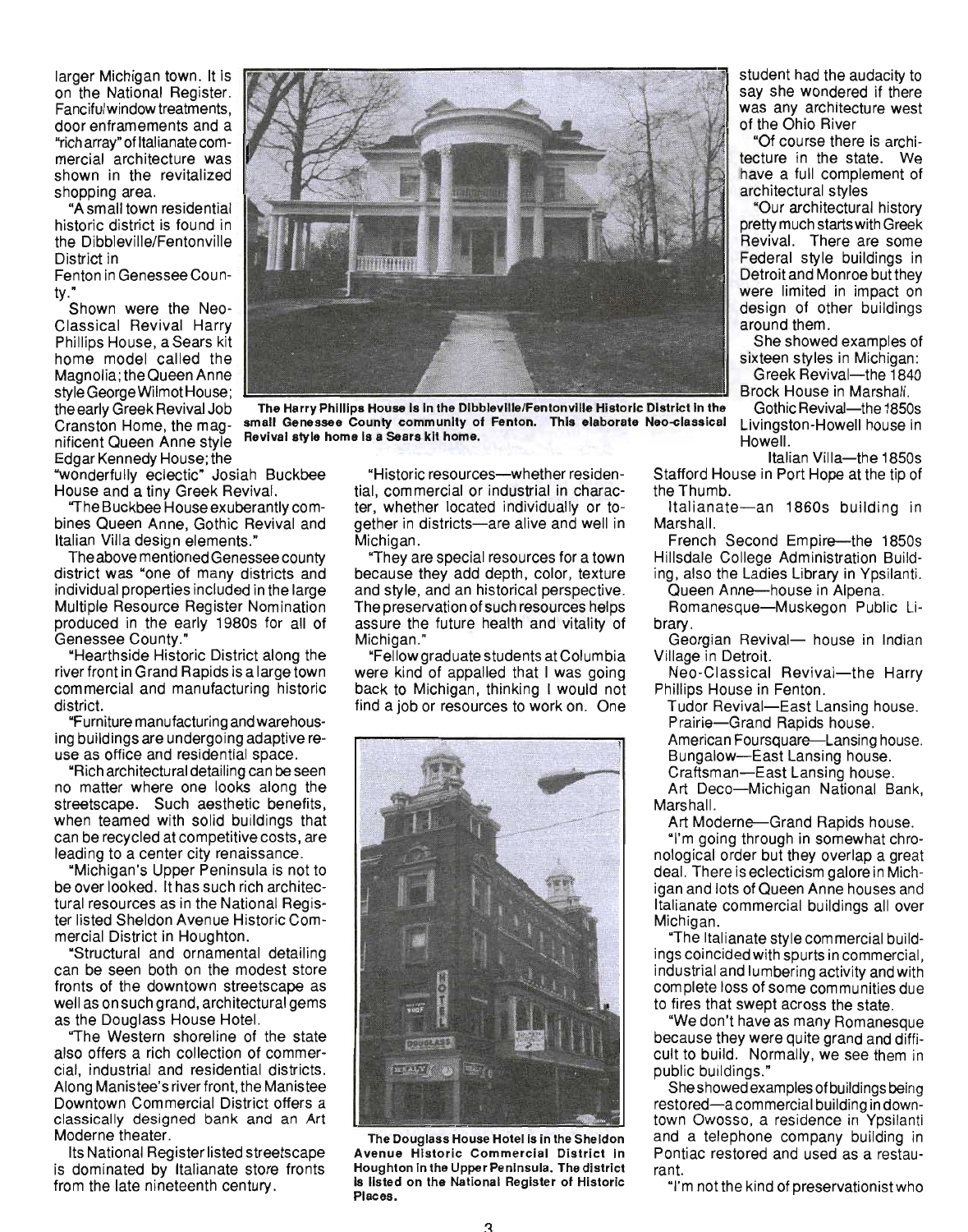larger Michigan town. It is on the National Register. Fanciful window treatments, door enframements and a "rich array" of Italianate commercial architecture was shown in the revitalized shopping area.

"A small town residential historic district is found in the Dibbleville/Fentonville District in Fenton in Genessee County."

Shown were the Neo-Classical Revival Harry Phillips House, a Sears kit home model called the Magnolia; the Queen Anne style George Wilmot House; the early Greek Revival Job Cranston Home, the magnificent Queen Anne style Edgar Kennedy House; the "wonderfully eclectic" Josiah Buckbee House and a tiny Greek Revival.

"The Buckbee House exuberantly combines Queen Anne, Gothic Revival and Italian Villa design elements."

The above mentioned Genessee county district was "one of many districts and individual properties included in the large Multiple Resource Register Nomination produced in the early 1980s for all of Genessee County."

"Hearthside Historic District along the river front in Grand Rapids is a large town commercial and manufacturing historic district.

"Furniture manufacturing and warehousing buildings are undergoing adaptive reuse as office and residential space.

"Rich architectural detailing can be seen no matter where one looks along the streetscape. Such aesthetic benefits, when teamed with solid buildings that can be recycled at competitive costs, are leading to a center city renaissance.

"Michigan's Upper Peninsula is not to be over looked. It has such rich architectural resources as in the National Register listed Sheldon Avenue Historic Commercial District in Houghton.

"Structural and ornamental detailing can be seen both on the modest store fronts of the downtown streetscape as well as on such grand, architectural gems as the Douglass House Hotel.

"The Western shoreline of the state also offers a rich collection of commercial, industrial and residential districts. Along Manistee's river front, the Manistee Downtown Commercial District offers a classically designed bank and an Art Moderne theater.

Its National Register listed streetscape is dominated by Italianate store fronts from the late nineteenth century.

**The Harry Phillips House is in the Dibbleville/Fentonville Historic District in the small Genessee County community of Fenton. This elaborate Neo-classical Revival style home is a Sears kit home.**

"Historic resources—whether residential, commercial or industrial in character, whether located individually or together in districts—are alive and well in Michigan.

"They are special resources for a town because they add depth, color, texture and style, and an historical perspective. The preservation of such resources helps assure the future health and vitality of Michigan."

"Fellow graduate students at Columbia were kind of appalled that I was going back to Michigan, thinking I would not find a job or resources to work on. One student had the audacity to say she wondered if there was any architecture west of the Ohio River

"Of course there is architecture in the state. We have a full complement of architectural styles

"Our architectural history pretty much starts with Greek Revival. There are some Federal style buildings in Detroit and Monroe but they were limited in impact on design of other buildings around them.

**The Douglass House Hotel is in the Sheldon Avenue Historic Commercial District in Houghton in the Upper Peninsula. The district is listed on the National Register of Historic Places.**

She showed examples of sixteen styles in Michigan:

Greek Revival—the 1840 Brock House in Marshall.

Gothic Revival—the 1850s Livingston-Howell house in Howell.

Italian Villa—the 1850s Stafford House in Port Hope at the tip of the Thumb.

Italianate—an 1860s building in Marshall.

French Second Empire—the 1850s Hillsdale College Administration Building, also the Ladies Library in Ypsilanti.

Queen Anne—house in Alpena.

Romanesque—Muskegon Public Library.

Georgian Revival— house in Indian Village in Detroit.

Neo-Classical Revival—the Harry Phillips House in Fenton.

Tudor Revival—East Lansing house.

Prairie—Grand Rapids house.

American Foursquare—Lansing house.

Bungalow—East Lansing house.

Craftsman—East Lansing house.

Art Deco—Michigan National Bank, Marshall.

Art Moderne—Grand Rapids house.

"I'm going through in somewhat chronological order but they overlap a great deal. There is eclecticism galore in Michigan and lots of Queen Anne houses and Italianate commercial buildings all over Michigan.

"The Italianate style commercial buildings coincided with spurts in commercial, industrial and lumbering activity and with complete loss of some communities due to fires that swept across the state.

"We don't have as many Romanesque because they were quite grand and difficult to build. Normally, we see them in public buildings."

She showed examples of buildings being restored—a commercial building in downtown Owosso, a residence in Ypsilanti and a telephone company building in Pontiac restored and used as a restaurant.

"I'm not the kind of preservationist who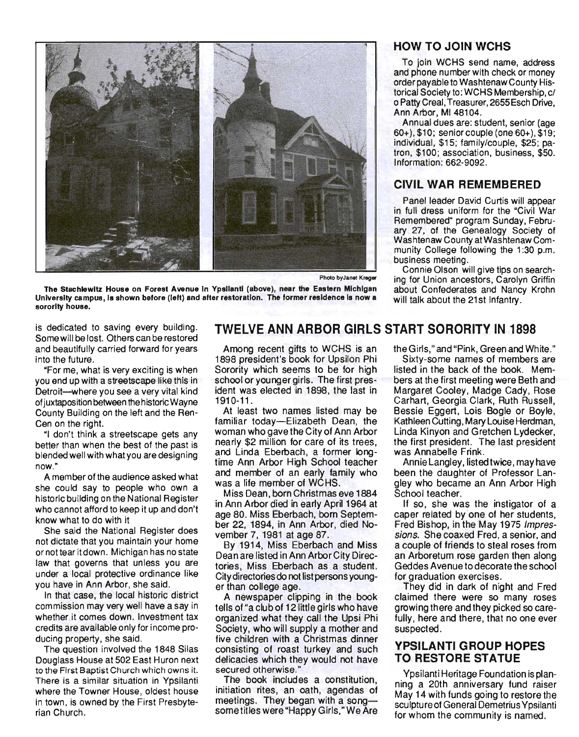Photo by Janet Kreger

**The Stachlewitz House on Forest Avenue in Ypsilanti (above), near the Eastern Michigan University campus, is shown before (left) and after restoration. The former residence is now a sorority house.**

is dedicated to saving every building. Some will be lost. Others can be restored and beautifully carried forward for years into the future.

"For me, what is very exciting is when you end up with a streetscape like this in Detroit—where you see a very vital kind of juxtaposition between the historic Wayne County Building on the left and the Ren-Cen on the right.

"I don't think a streetscape gets any better than when the best of the past is blended well with what you are designing now."

A member of the audience asked what she could say to people who own a historic building on the National Register who cannot afford to keep it up and don't know what to do with it

She said the National Register does not dictate that you maintain your home or not tear it down. Michigan has no state law that governs that unless you are under a local protective ordinance like you have in Ann Arbor, she said.

In that case, the local historic district commission may very well have a say in whether it comes down. Investment tax credits are available only for income producing property, she said.

The question involved the 1848 Silas Douglass House at 502 East Huron next to the First Baptist Church which owns it. There is a similar situation in Ypsilanti where the Towner House, oldest house in town, is owned by the First Presbyterian Church.

## TWELVE ANN ARBOR GIRLS START SORORITY IN 1898

Among recent gifts to WCHS is an 1898 president's book for Upsilon Phi Sorority which seems to be for high school or younger girls. The first president was elected in 1898, the last in 1910-11.

At least two names listed may be familiar today—Elizabeth Dean, the woman who gave the City of Ann Arbor nearly $2 million for care of its trees, and Linda Eberbach, a former longtime Ann Arbor High School teacher and member of an early family who was a life member of WCHS.

Miss Dean, born Christmas eve 1884 in Ann Arbor died in early April 1964 at age 80. Miss Eberbach, born September 22, 1894, in Ann Arbor, died November 7, 1981 at age 87.

By 1914, Miss Eberbach and Miss Dean are listed in Ann Arbor City Directories, Miss Eberbach as a student. City directories do not list persons younger than college age.

A newspaper clipping in the book tells of "a club of 12 little girls who have organized what they call the Upsi Phi Society, who will supply a mother and five children with a Christmas dinner consisting of roast turkey and such delicacies which they would not have secured otherwise."

The book includes a constitution, initiation rites, an oath, agendas of meetings. They began with a song—some titles were "Happy Girls," "We Are the Girls," and "Pink, Green and White."

Sixty-some names of members are listed in the back of the book. Members at the first meeting were Beth and Margaret Cooley, Madge Cady, Rose Carhart, Georgia Clark, Ruth Russell, Bessie Eggert, Lois Bogle or Boyle, Kathleen Cutting, Mary Louise Herdman, Linda Kinyon and Gretchen Lydecker, the first president. The last president was Annabelle Frink.

Annie Langley, listed twice, may have been the daughter of Professor Langley who became an Ann Arbor High School teacher.

If so, she was the instigator of a caper related by one of her students, Fred Bishop, in the May 1975 *Impressions*. She coaxed Fred, a senior, and a couple of friends to steal roses from an Arboretum rose garden then along Geddes Avenue to decorate the school for graduation exercises.

They did in dark of night and Fred claimed there were so many roses growing there and they picked so carefully, here and there, that no one ever suspected.

## HOW TO JOIN WCHS

To join WCHS send name, address and phone number with check or money order payable to Washtenaw County Historical Society to: WCHS Membership, c/o Patty Creal, Treasurer, 2655 Esch Drive, Ann Arbor, MI 48104.

Annual dues are: student, senior (age 60+), $10; senior couple (one 60+), $19; individual, $15; family/couple, $25; patron, $100; association, business, $50. Information: 662-9092.

## CIVIL WAR REMEMBERED

Panel leader David Curtis will appear in full dress uniform for the "Civil War Remembered" program Sunday, February 27, of the Genealogy Society of Washtenaw County at Washtenaw Community College following the 1:30 p.m. business meeting.

Connie Olson will give tips on searching for Union ancestors, Carolyn Griffin about Confederates and Nancy Krohn will talk about the 21st Infantry.

## YPSILANTI GROUP HOPES TO RESTORE STATUE

Ypsilanti Heritage Foundation is planning a 20th anniversary fund raiser May 14 with funds going to restore the sculpture of General Demetrius Ypsilanti for whom the community is named.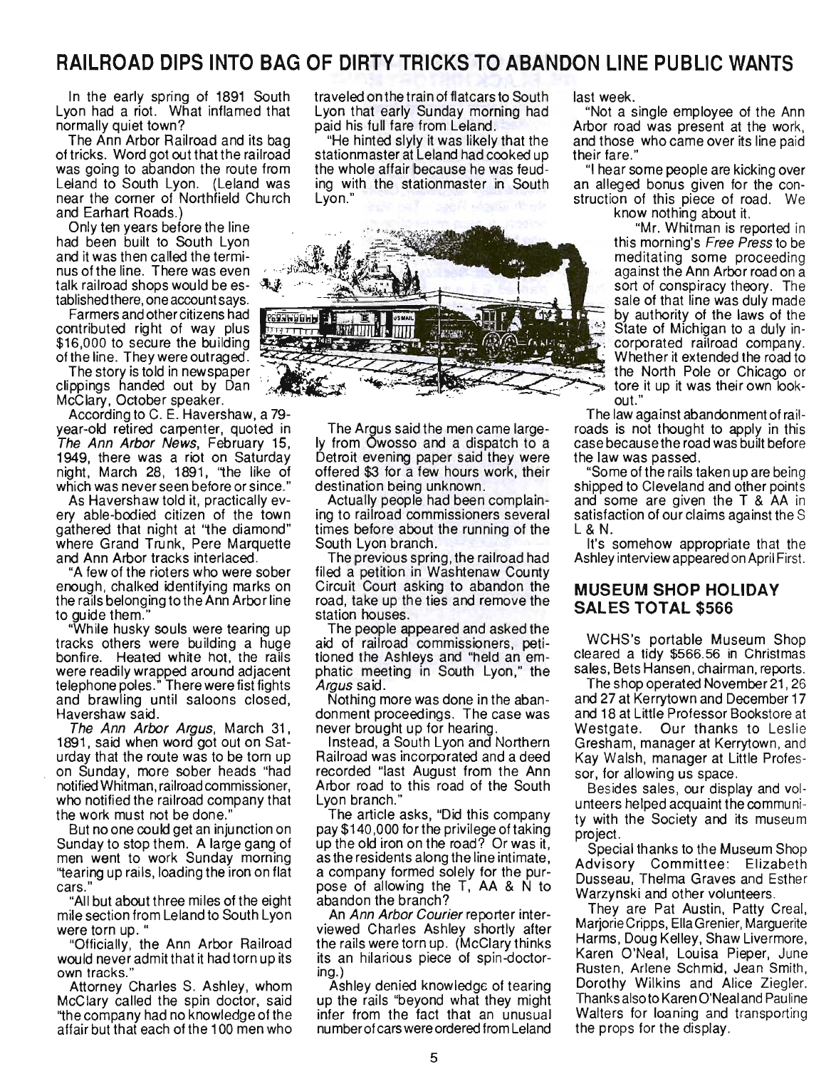## RAILROAD DIPS INTO BAG OF DIRTY TRICKS TO ABANDON LINE PUBLIC WANTS

In the early spring of 1891 South Lyon had a riot. What inflamed that normally quiet town?

The Ann Arbor Railroad and its bag of tricks. Word got out that the railroad was going to abandon the route from Leland to South Lyon. (Leland was near the corner of Northfield Church and Earhart Roads.)

Only ten years before the line had been built to South Lyon and it was then called the terminus of the line. There was even talk railroad shops would be established there, one account says.

Farmers and other citizens had contributed right of way plus $16,000 to secure the building of the line. They were outraged.

The story is told in newspaper clippings handed out by Dan McClary, October speaker.

According to C. E. Havershaw, a 79-year-old retired carpenter, quoted in *The Ann Arbor News*, February 15, 1949, there was a riot on Saturday night, March 28, 1891, "the like of which was never seen before or since."

As Havershaw told it, practically every able-bodied citizen of the town gathered that night at "the diamond" where Grand Trunk, Pere Marquette and Ann Arbor tracks interlaced.

"A few of the rioters who were sober enough, chalked identifying marks on the rails belonging to the Ann Arbor line to guide them."

"While husky souls were tearing up tracks others were building a huge bonfire. Heated white hot, the rails were readily wrapped around adjacent telephone poles." There were fist fights and brawling until saloons closed, Havershaw said.

*The Ann Arbor Argus*, March 31, 1891, said when word got out on Saturday that the route was to be torn up on Sunday, more sober heads "had notified Whitman, railroad commissioner, who notified the railroad company that the work must not be done."

But no one could get an injunction on Sunday to stop them. A large gang of men went to work Sunday morning "tearing up rails, loading the iron on flat cars."

"All but about three miles of the eight mile section from Leland to South Lyon were torn up."

"Officially, the Ann Arbor Railroad would never admit that it had torn up its own tracks."

Attorney Charles S. Ashley, whom McClary called the spin doctor, said "the company had no knowledge of the affair but that each of the 100 men who traveled on the train of flatcars to South Lyon that early Sunday morning had paid his full fare from Leland.

"He hinted slyly it was likely that the stationmaster at Leland had cooked up the whole affair because he was feuding with the stationmaster in South Lyon."

The Argus said the men came largely from Owosso and a dispatch to a Detroit evening paper said they were offered $3 for a few hours work, their destination being unknown.

Actually people had been complaining to railroad commissioners several times before about the running of the South Lyon branch.

The previous spring, the railroad had filed a petition in Washtenaw County Circuit Court asking to abandon the road, take up the ties and remove the station houses.

The people appeared and asked the aid of railroad commissioners, petitioned the Ashleys and "held an emphatic meeting in South Lyon," the *Argus* said.

Nothing more was done in the abandonment proceedings. The case was never brought up for hearing.

Instead, a South Lyon and Northern Railroad was incorporated and a deed recorded "last August from the Ann Arbor road to this road of the South Lyon branch."

The article asks, "Did this company pay $140,000 for the privilege of taking up the old iron on the road? Or was it, as the residents along the line intimate, a company formed solely for the purpose of allowing the T, AA & N to abandon the branch?

An *Ann Arbor Courier* reporter interviewed Charles Ashley shortly after the rails were torn up. (McClary thinks its an hilarious piece of spin-doctoring.)

Ashley denied knowledge of tearing up the rails "beyond what they might infer from the fact that an unusual number of cars were ordered from Leland last week.

"Not a single employee of the Ann Arbor road was present at the work, and those who came over its line paid their fare."

"I hear some people are kicking over an alleged bonus given for the construction of this piece of road. We know nothing about it.

"Mr. Whitman is reported in this morning's *Free Press* to be meditating some proceeding against the Ann Arbor road on a sort of conspiracy theory. The sale of that line was duly made by authority of the laws of the State of Michigan to a duly incorporated railroad company. Whether it extended the road to the North Pole or Chicago or tore it up it was their own lookout."

The law against abandonment of railroads is not thought to apply in this case because the road was built before the law was passed.

"Some of the rails taken up are being shipped to Cleveland and other points and some are given the T & AA in satisfaction of our claims against the S L & N.

It's somehow appropriate that the Ashley interview appeared on April First.

## MUSEUM SHOP HOLIDAY SALES TOTAL $566

WCHS's portable Museum Shop cleared a tidy $566.56 in Christmas sales, Bets Hansen, chairman, reports.

The shop operated November 21, 26 and 27 at Kerrytown and December 17 and 18 at Little Professor Bookstore at Westgate. Our thanks to Leslie Gresham, manager at Kerrytown, and Kay Walsh, manager at Little Professor, for allowing us space.

Besides sales, our display and volunteers helped acquaint the community with the Society and its museum project.

Special thanks to the Museum Shop Advisory Committee: Elizabeth Dusseau, Thelma Graves and Esther Warzynski and other volunteers.

They are Pat Austin, Patty Creal, Marjorie Cripps, Ella Grenier, Marguerite Harms, Doug Kelley, Shaw Livermore, Karen O'Neal, Louisa Pieper, June Rusten, Arlene Schmid, Jean Smith, Dorothy Wilkins and Alice Ziegler. Thanks also to Karen O'Neal and Pauline Walters for loaning and transporting the props for the display.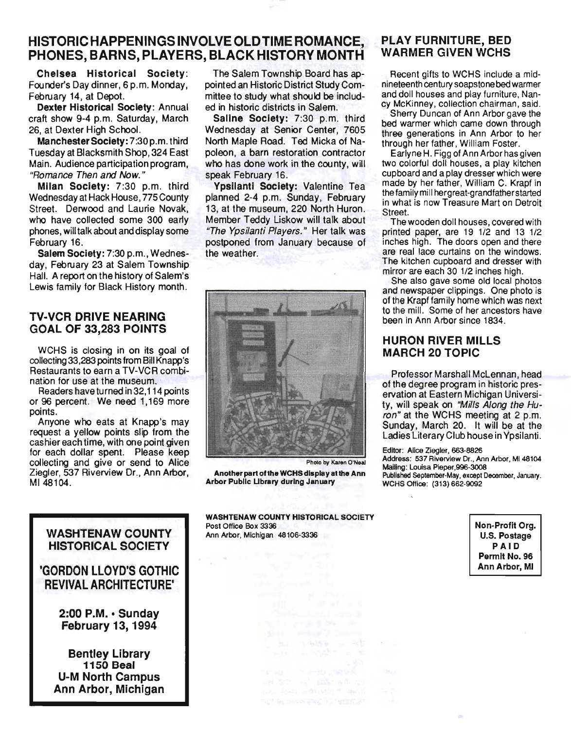## HISTORIC HAPPENINGS INVOLVE OLD TIME ROMANCE, PHONES, BARNS, PLAYERS, BLACK HISTORY MONTH

**Chelsea Historical Society**: Founder's Day dinner, 6 p.m. Monday, February 14, at Depot.

**Dexter Historical Society**: Annual craft show 9-4 p.m. Saturday, March 26, at Dexter High School.

**Manchester Society**: 7:30 p.m. third Tuesday at Blacksmith Shop, 324 East Main. Audience participation program, *"Romance Then and Now."*

**Milan Society**: 7:30 p.m. third Wednesday at Hack House, 775 County Street. Derwood and Laurie Novak, who have collected some 300 early phones, will talk about and display some February 16.

**Salem Society**: 7:30 p.m., Wednesday, February 23 at Salem Township Hall. A report on the history of Salem's Lewis family for Black History month.

The Salem Township Board has appointed an Historic District Study Committee to study what should be included in historic districts in Salem.

**Saline Society**: 7:30 p.m. third Wednesday at Senior Center, 7605 North Maple Road. Ted Micka of Napoleon, a barn restoration contractor who has done work in the county, will speak February 16.

**Ypsilanti Society**: Valentine Tea planned 2-4 p.m. Sunday, February 13, at the museum, 220 North Huron. Member Teddy Liskow will talk about *"The Ypsilanti Players."* Her talk was postponed from January because of the weather.

Photo by Karen O'Neal

**Another part of the WCHS display at the Ann Arbor Public Library during January**

## TV-VCR DRIVE NEARING GOAL OF 33,283 POINTS

WCHS is closing in on its goal of collecting 33,283 points from Bill Knapp's Restaurants to earn a TV-VCR combination for use at the museum.

Readers have turned in 32,114 points or 96 percent. We need 1,169 more points.

Anyone who eats at Knapp's may request a yellow points slip from the cashier each time, with one point given for each dollar spent. Please keep collecting and give or send to Alice Ziegler, 537 Riverview Dr., Ann Arbor, MI 48104.

## PLAY FURNITURE, BED WARMER GIVEN WCHS

Recent gifts to WCHS include a mid-nineteenth century soapstone bed warmer and doll houses and play furniture, Nancy McKinney, collection chairman, said.

Sherry Duncan of Ann Arbor gave the bed warmer which came down through three generations in Ann Arbor to her through her father, William Foster.

Earlyne H. Figg of Ann Arbor has given two colorful doll houses, a play kitchen cupboard and a play dresser which were made by her father, William C. Krapf in the family mill her great-grandfather started in what is now Treasure Mart on Detroit Street.

The wooden doll houses, covered with printed paper, are 19 1/2 and 13 1/2 inches high. The doors open and there are real lace curtains on the windows. The kitchen cupboard and dresser with mirror are each 30 1/2 inches high.

She also gave some old local photos and newspaper clippings. One photo is of the Krapf family home which was next to the mill. Some of her ancestors have been in Ann Arbor since 1834.

## HURON RIVER MILLS MARCH 20 TOPIC

Professor Marshall McLennan, head of the degree program in historic preservation at Eastern Michigan University, will speak on *"Mills Along the Huron"* at the WCHS meeting at 2 p.m. Sunday, March 20. It will be at the Ladies Literary Club house in Ypsilanti.

Editor: Alice Ziegler, 663-8826
Address: 537 Riverview Dr., Ann Arbor, MI 48104
Mailing: Louisa Pieper, 996-3008
Published September-May, except December, January.
WCHS Office: (313) 662-9092

**WASHTENAW COUNTY HISTORICAL SOCIETY**

**'GORDON LLOYD'S GOTHIC REVIVAL ARCHITECTURE'**

**2:00 P.M. • Sunday February 13, 1994**

**Bentley Library**
**1150 Beal**
**U-M North Campus**
**Ann Arbor, Michigan**

**WASHTENAW COUNTY HISTORICAL SOCIETY**
Post Office Box 3336
Ann Arbor, Michigan 48106-3336

**Non-Profit Org.**
**U.S. Postage**
**PAID**
**Permit No. 96**
**Ann Arbor, MI**